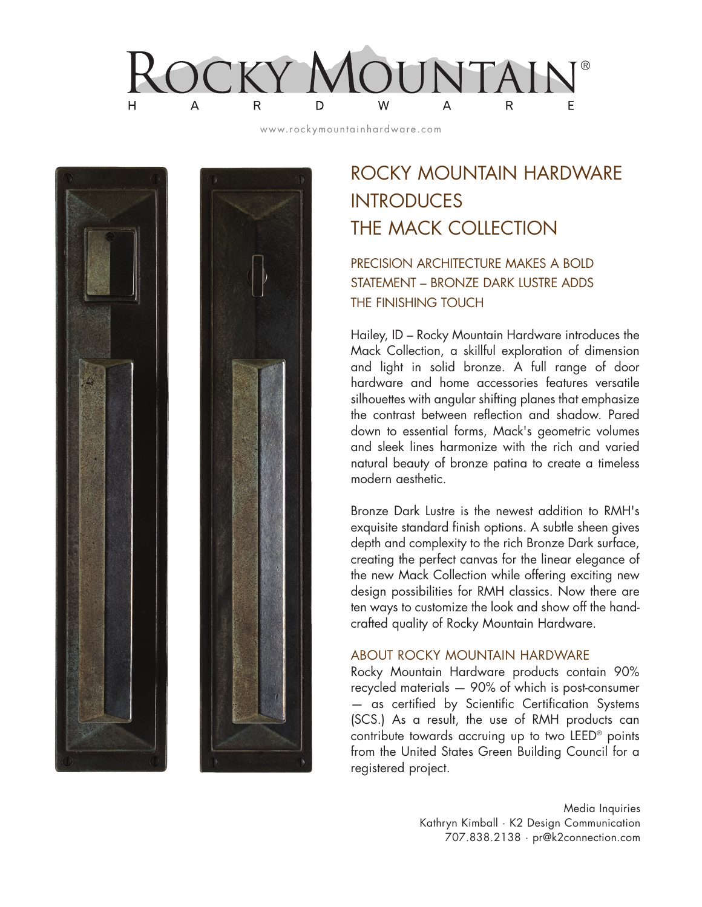ROCKY MOUNTAIN® HARDWARE

www.rockymountainhardware.com

# ROCKY MOUNTAIN HARDWARE INTRODUCES THE MACK COLLECTION

## PRECISION ARCHITECTURE MAKES A BOLD STATEMENT – BRONZE DARK LUSTRE ADDS THE FINISHING TOUCH

Hailey, ID – Rocky Mountain Hardware introduces the Mack Collection, a skillful exploration of dimension and light in solid bronze. A full range of door hardware and home accessories features versatile silhouettes with angular shifting planes that emphasize the contrast between reflection and shadow. Pared down to essential forms, Mack's geometric volumes and sleek lines harmonize with the rich and varied natural beauty of bronze patina to create a timeless modern aesthetic.

Bronze Dark Lustre is the newest addition to RMH's exquisite standard finish options. A subtle sheen gives depth and complexity to the rich Bronze Dark surface, creating the perfect canvas for the linear elegance of the new Mack Collection while offering exciting new design possibilities for RMH classics. Now there are ten ways to customize the look and show off the hand-crafted quality of Rocky Mountain Hardware.

### ABOUT ROCKY MOUNTAIN HARDWARE

Rocky Mountain Hardware products contain 90% recycled materials — 90% of which is post-consumer — as certified by Scientific Certification Systems (SCS.) As a result, the use of RMH products can contribute towards accruing up to two LEED® points from the United States Green Building Council for a registered project.

Media Inquiries
Kathryn Kimball · K2 Design Communication
707.838.2138 · pr@k2connection.com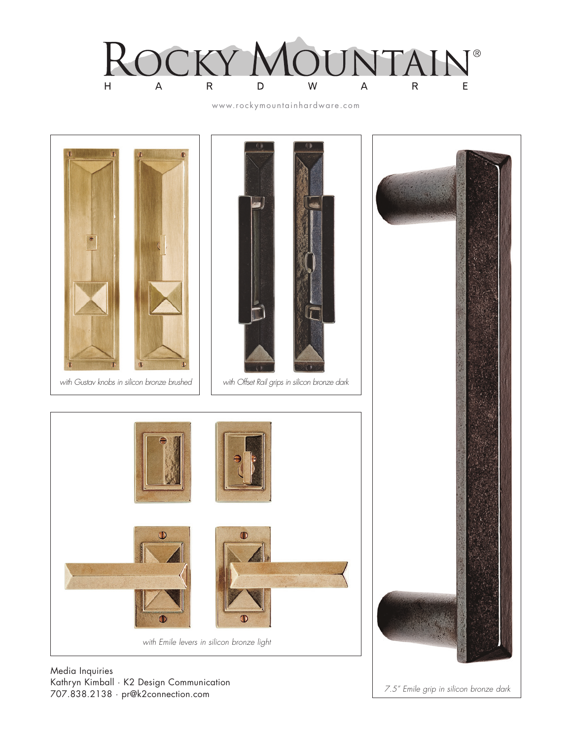# ROCKY MOUNTAIN® HARDWARE

www.rockymountainhardware.com

*with Gustav knobs in silicon bronze brushed*

*with Offset Rail grips in silicon bronze dark*

*7.5" Emile grip in silicon bronze dark*

*with Emile levers in silicon bronze light*

Media Inquiries
Kathryn Kimball · K2 Design Communication
707.838.2138 · pr@k2connection.com